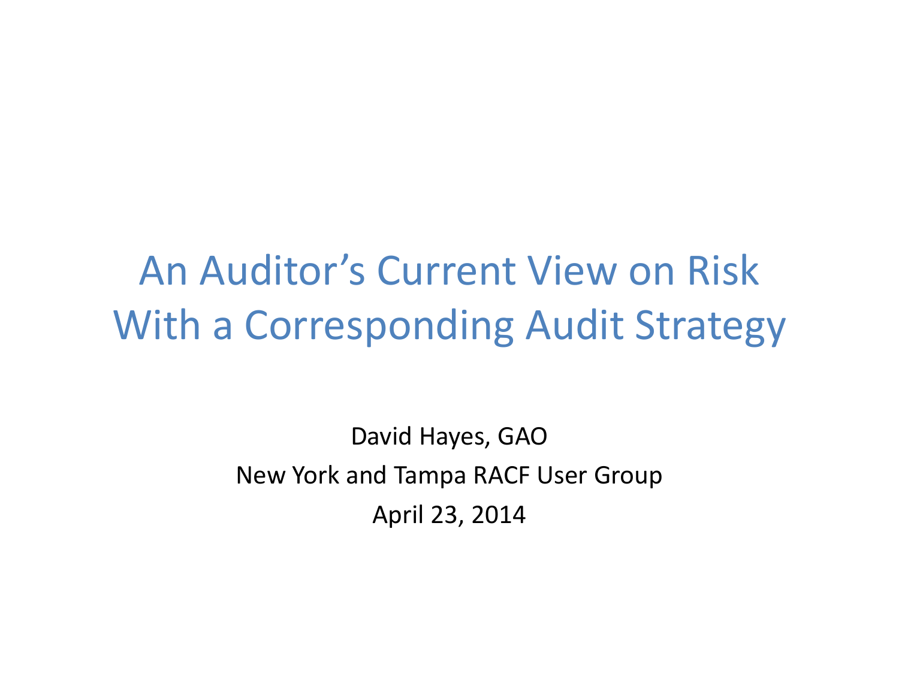# An Auditor's Current View on Risk With a Corresponding Audit Strategy

David Hayes, GAO

New York and Tampa RACF User Group

April 23, 2014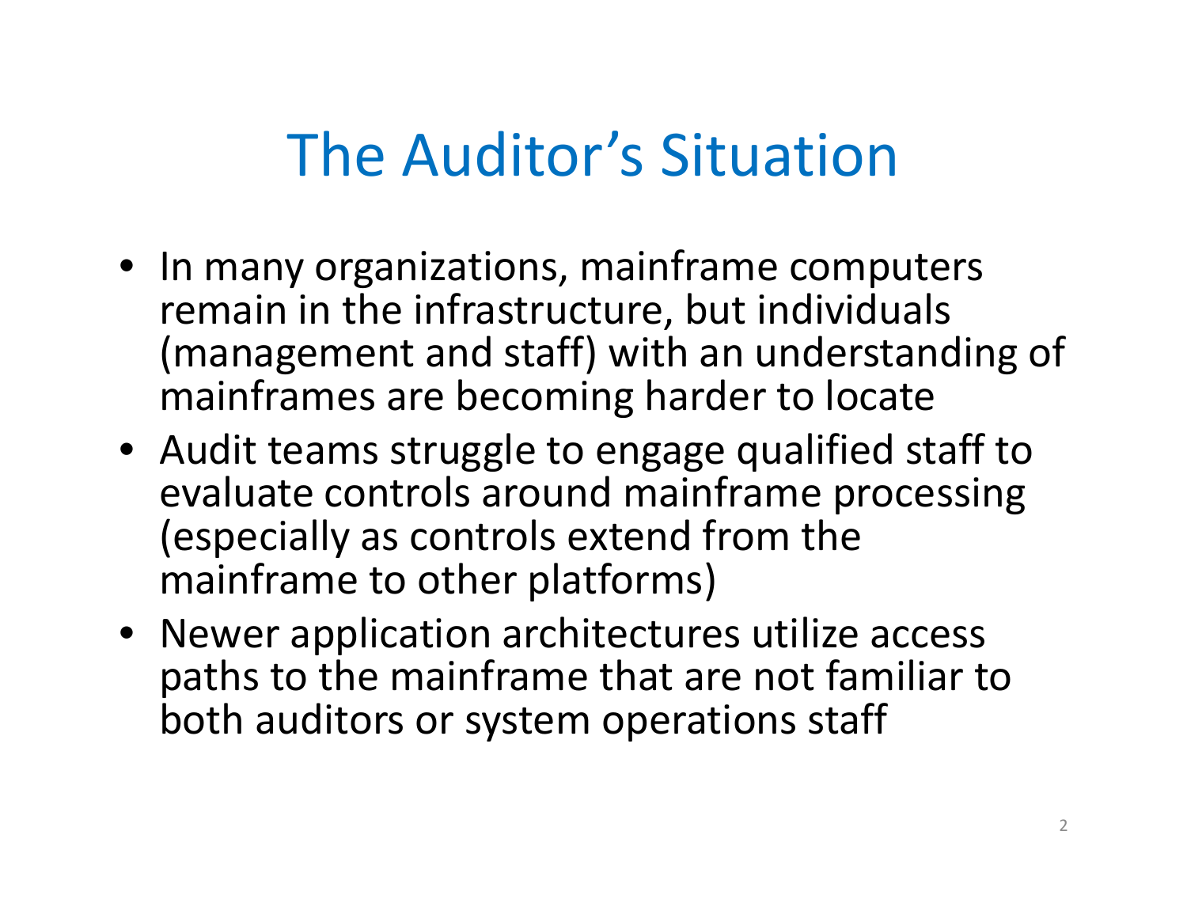# The Auditor's Situation

- In many organizations, mainframe computers remain in the infrastructure, but individuals (management and staff) with an understanding of mainframes are becoming harder to locate
- Audit teams struggle to engage qualified staff to evaluate controls around mainframe processing (especially as controls extend from the mainframe to other platforms)
- Newer application architectures utilize access paths to the mainframe that are not familiar to both auditors or system operations staff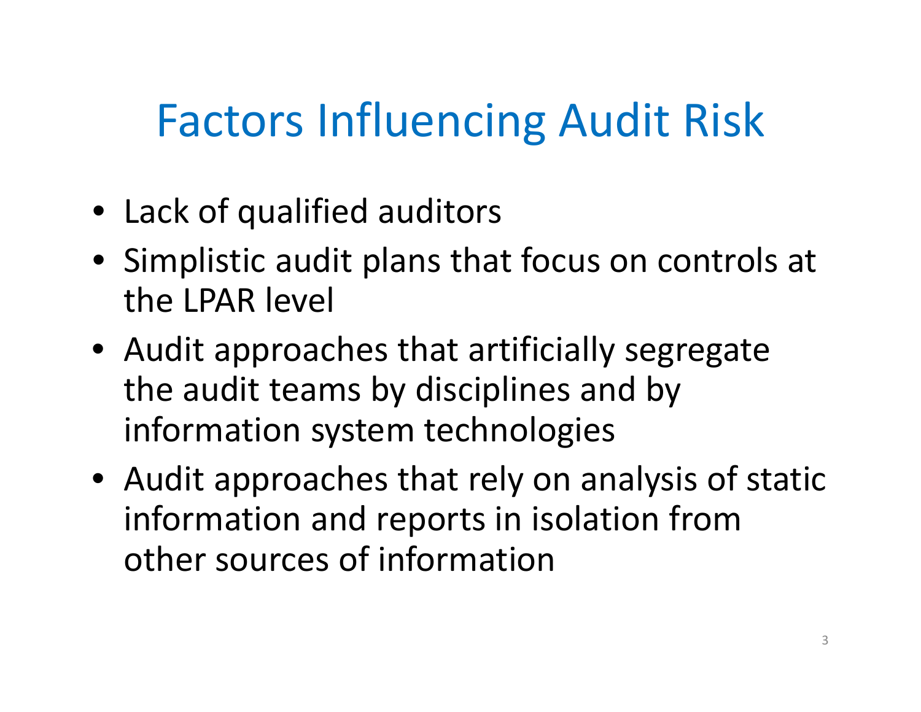# Factors Influencing Audit Risk

- Lack of qualified auditors
- Simplistic audit plans that focus on controls at the LPAR level
- Audit approaches that artificially segregate the audit teams by disciplines and by information system technologies
- Audit approaches that rely on analysis of static information and reports in isolation from other sources of information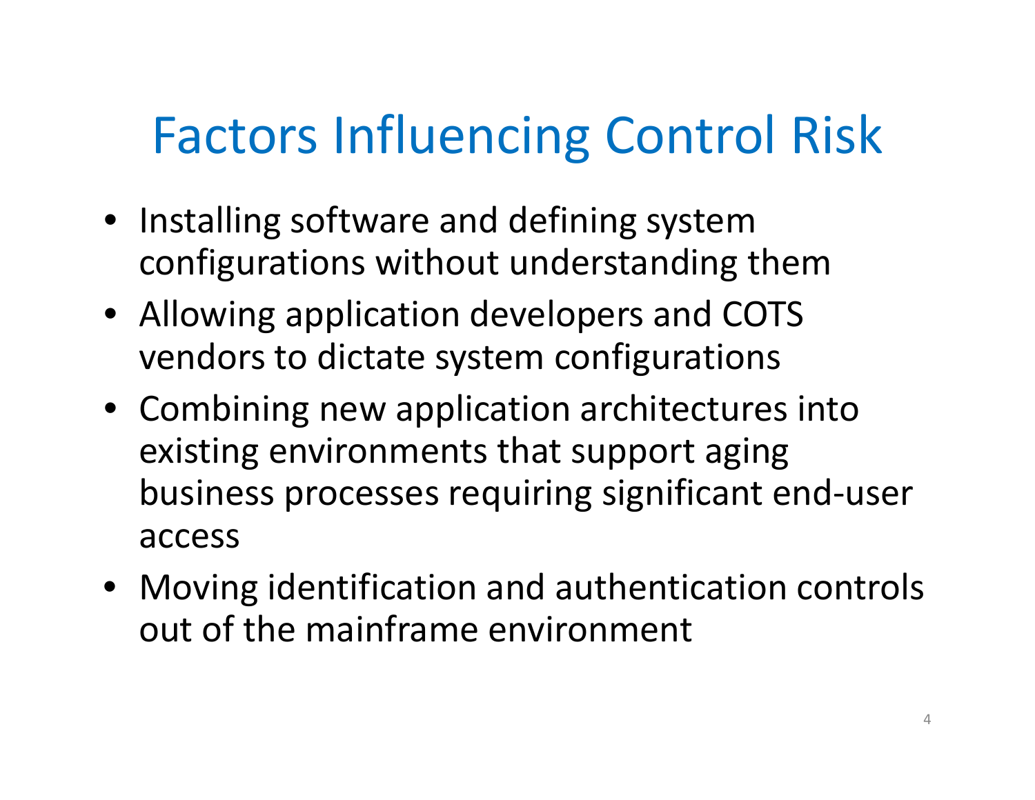# Factors Influencing Control Risk

- Installing software and defining system configurations without understanding them
- Allowing application developers and COTS vendors to dictate system configurations
- Combining new application architectures into existing environments that support aging business processes requiring significant end-user access
- Moving identification and authentication controls out of the mainframe environment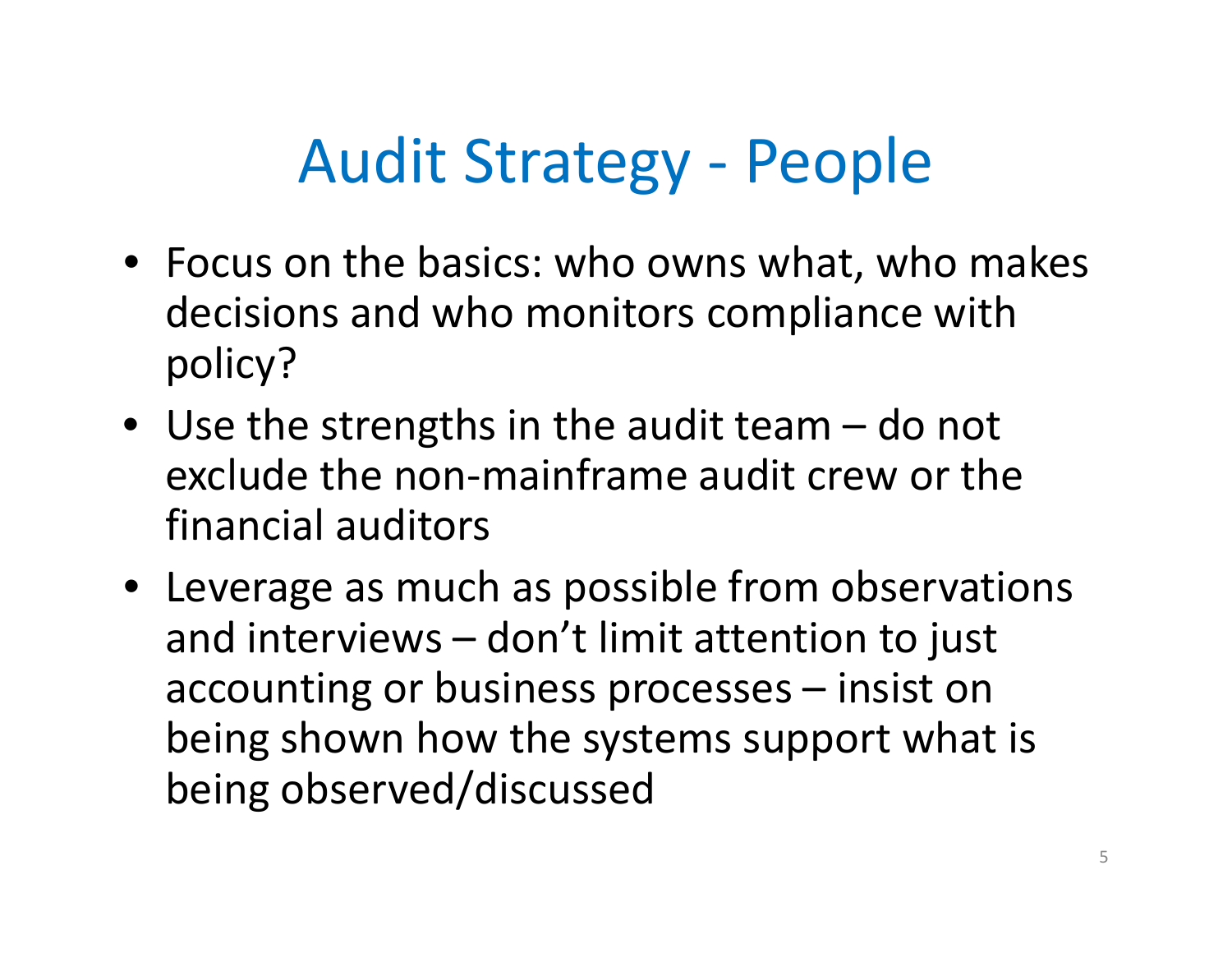# Audit Strategy - People

- Focus on the basics: who owns what, who makes decisions and who monitors compliance with policy?
- Use the strengths in the audit team – do not exclude the non-mainframe audit crew or the financial auditors
- Leverage as much as possible from observations and interviews – don't limit attention to just accounting or business processes – insist on being shown how the systems support what is being observed/discussed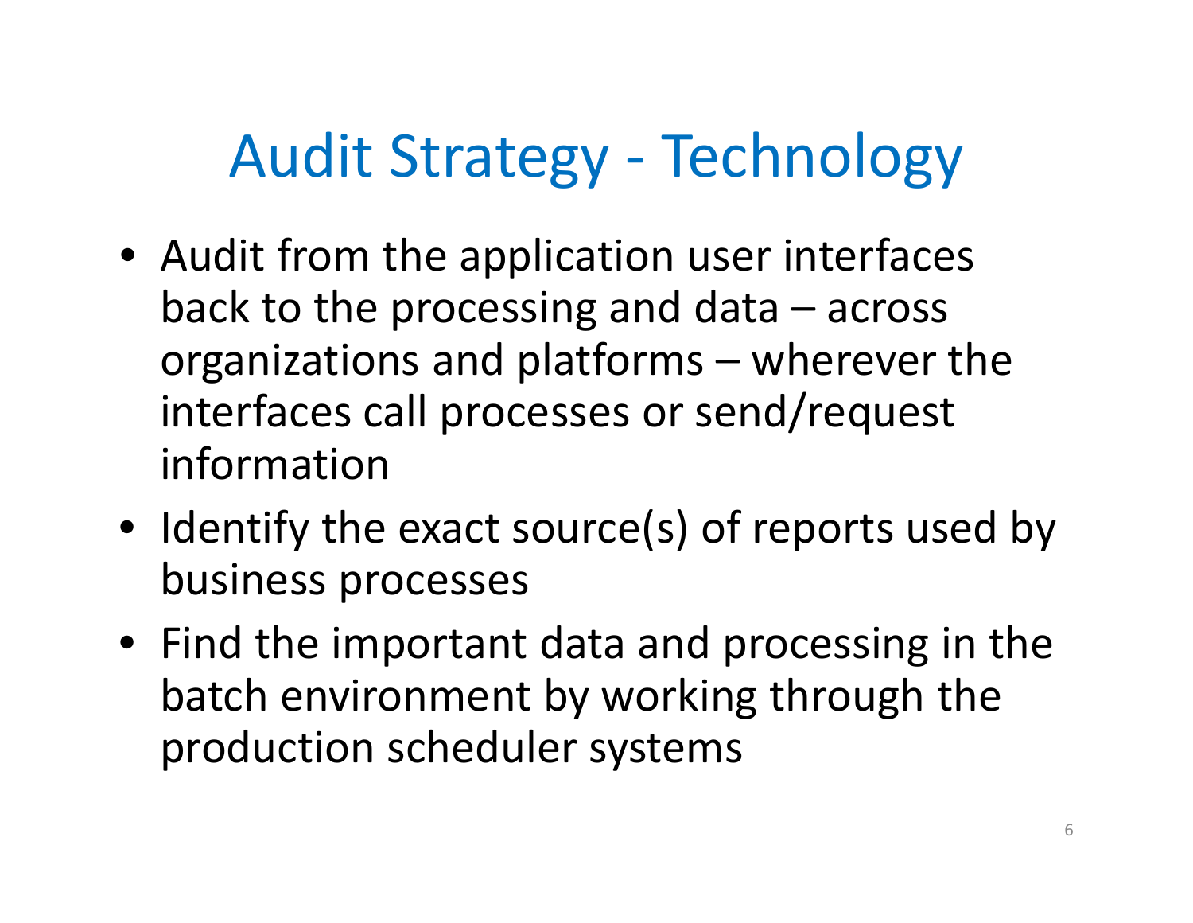# Audit Strategy - Technology

- Audit from the application user interfaces back to the processing and data – across organizations and platforms – wherever the interfaces call processes or send/request information
- Identify the exact source(s) of reports used by business processes
- Find the important data and processing in the batch environment by working through the production scheduler systems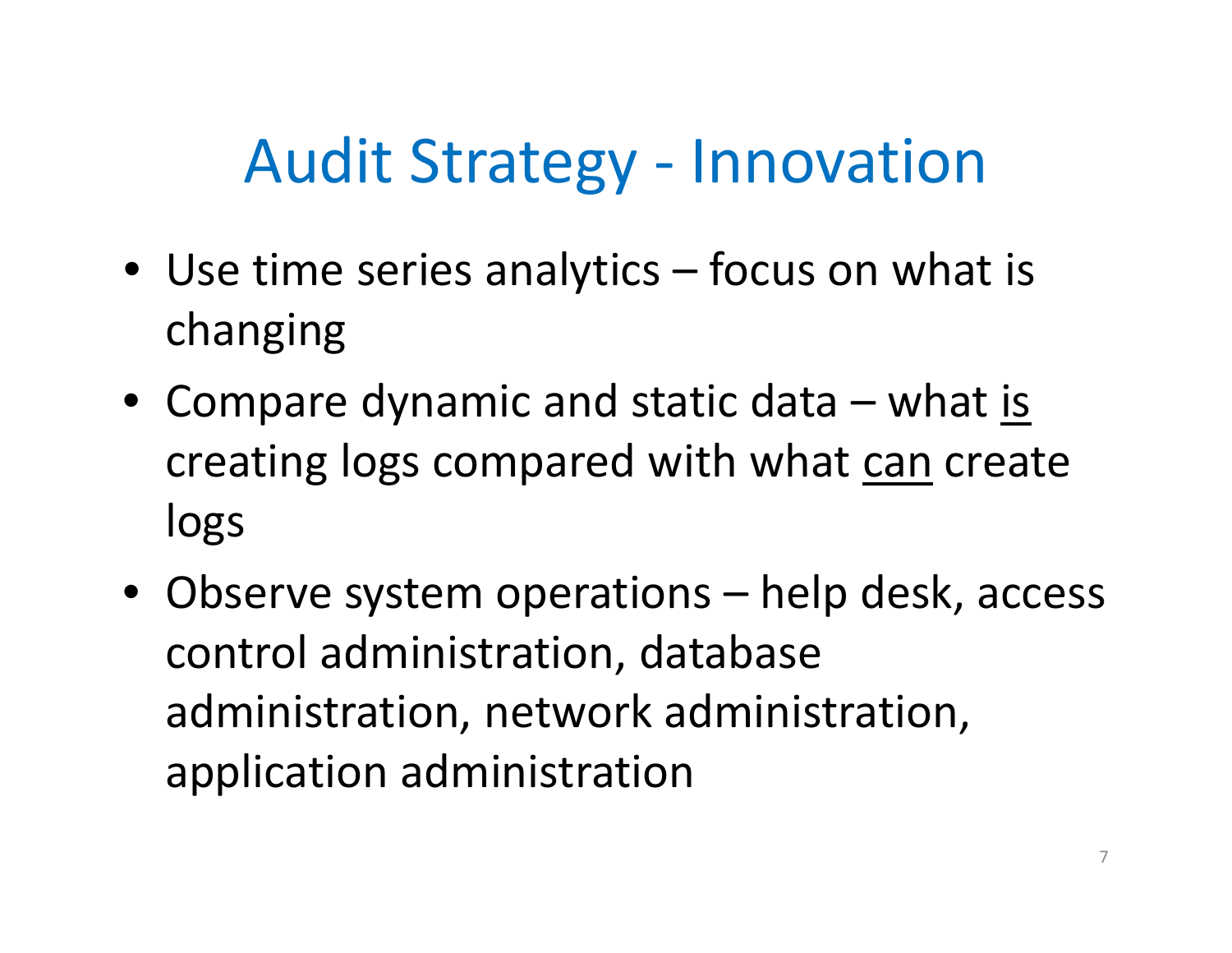# Audit Strategy - Innovation

- Use time series analytics – focus on what is changing
- Compare dynamic and static data – what <u>is</u> creating logs compared with what <u>can</u> create logs
- Observe system operations – help desk, access control administration, database administration, network administration, application administration